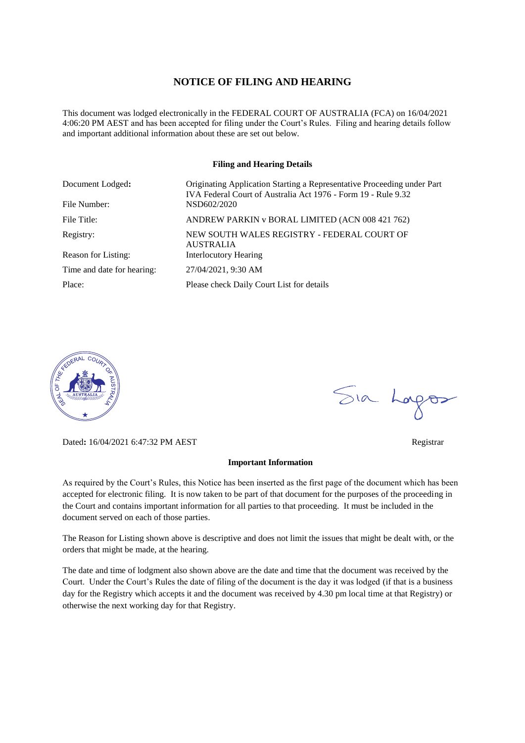# NOTICE OF FILING AND HEARING

This document was lodged electronically in the FEDERAL COURT OF AUSTRALIA (FCA) on 16/04/2021 4:06:20 PM AEST and has been accepted for filing under the Court's Rules. Filing and hearing details follow and important additional information about these are set out below.

**Filing and Hearing Details**

| | |
|---|---|
| Document Lodged: | Originating Application Starting a Representative Proceeding under Part IVA Federal Court of Australia Act 1976 - Form 19 - Rule 9.32 |
| File Number: | NSD602/2020 |
| File Title: | ANDREW PARKIN v BORAL LIMITED (ACN 008 421 762) |
| Registry: | NEW SOUTH WALES REGISTRY - FEDERAL COURT OF AUSTRALIA |
| Reason for Listing: | Interlocutory Hearing |
| Time and date for hearing: | 27/04/2021, 9:30 AM |
| Place: | Please check Daily Court List for details |

Dated: 16/04/2021 6:47:32 PM AEST

Registrar

**Important Information**

As required by the Court's Rules, this Notice has been inserted as the first page of the document which has been accepted for electronic filing. It is now taken to be part of that document for the purposes of the proceeding in the Court and contains important information for all parties to that proceeding. It must be included in the document served on each of those parties.

The Reason for Listing shown above is descriptive and does not limit the issues that might be dealt with, or the orders that might be made, at the hearing.

The date and time of lodgment also shown above are the date and time that the document was received by the Court. Under the Court's Rules the date of filing of the document is the day it was lodged (if that is a business day for the Registry which accepts it and the document was received by 4.30 pm local time at that Registry) or otherwise the next working day for that Registry.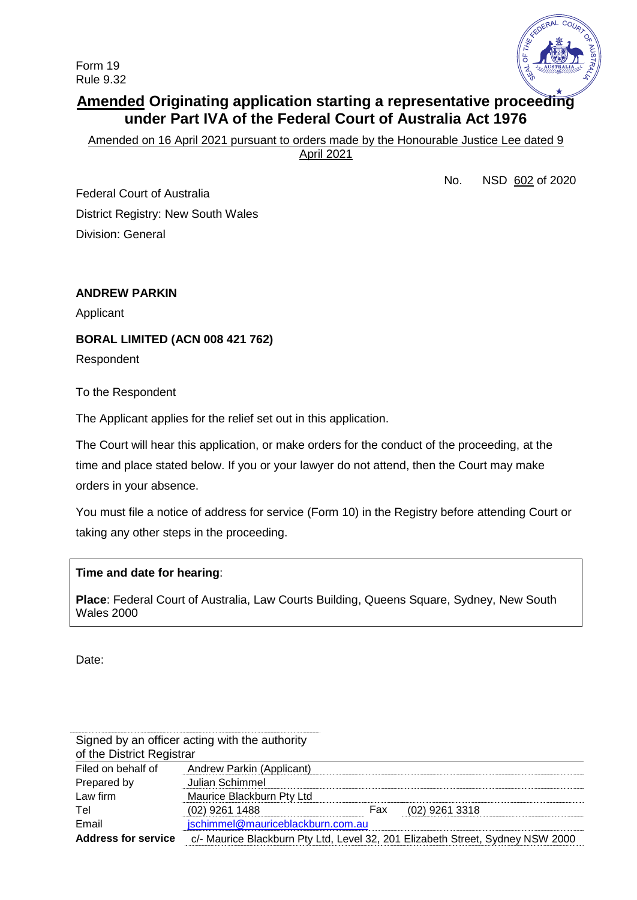Form 19
Rule 9.32

# Amended Originating application starting a representative proceeding under Part IVA of the Federal Court of Australia Act 1976

Amended on 16 April 2021 pursuant to orders made by the Honourable Justice Lee dated 9 April 2021

No. NSD 602 of 2020

Federal Court of Australia
District Registry: New South Wales
Division: General

**ANDREW PARKIN**

Applicant

**BORAL LIMITED (ACN 008 421 762)**

Respondent

To the Respondent

The Applicant applies for the relief set out in this application.

The Court will hear this application, or make orders for the conduct of the proceeding, at the time and place stated below. If you or your lawyer do not attend, then the Court may make orders in your absence.

You must file a notice of address for service (Form 10) in the Registry before attending Court or taking any other steps in the proceeding.

**Time and date for hearing**:

**Place**: Federal Court of Australia, Law Courts Building, Queens Square, Sydney, New South Wales 2000

Date:

Signed by an officer acting with the authority of the District Registrar

| | | | |
|---|---|---|---|
| Filed on behalf of | Andrew Parkin (Applicant) | | |
| Prepared by | Julian Schimmel | | |
| Law firm | Maurice Blackburn Pty Ltd | | |
| Tel | (02) 9261 1488 | Fax | (02) 9261 3318 |
| Email | jschimmel@mauriceblackburn.com.au | | |
| **Address for service** | c/- Maurice Blackburn Pty Ltd, Level 32, 201 Elizabeth Street, Sydney NSW 2000 | | |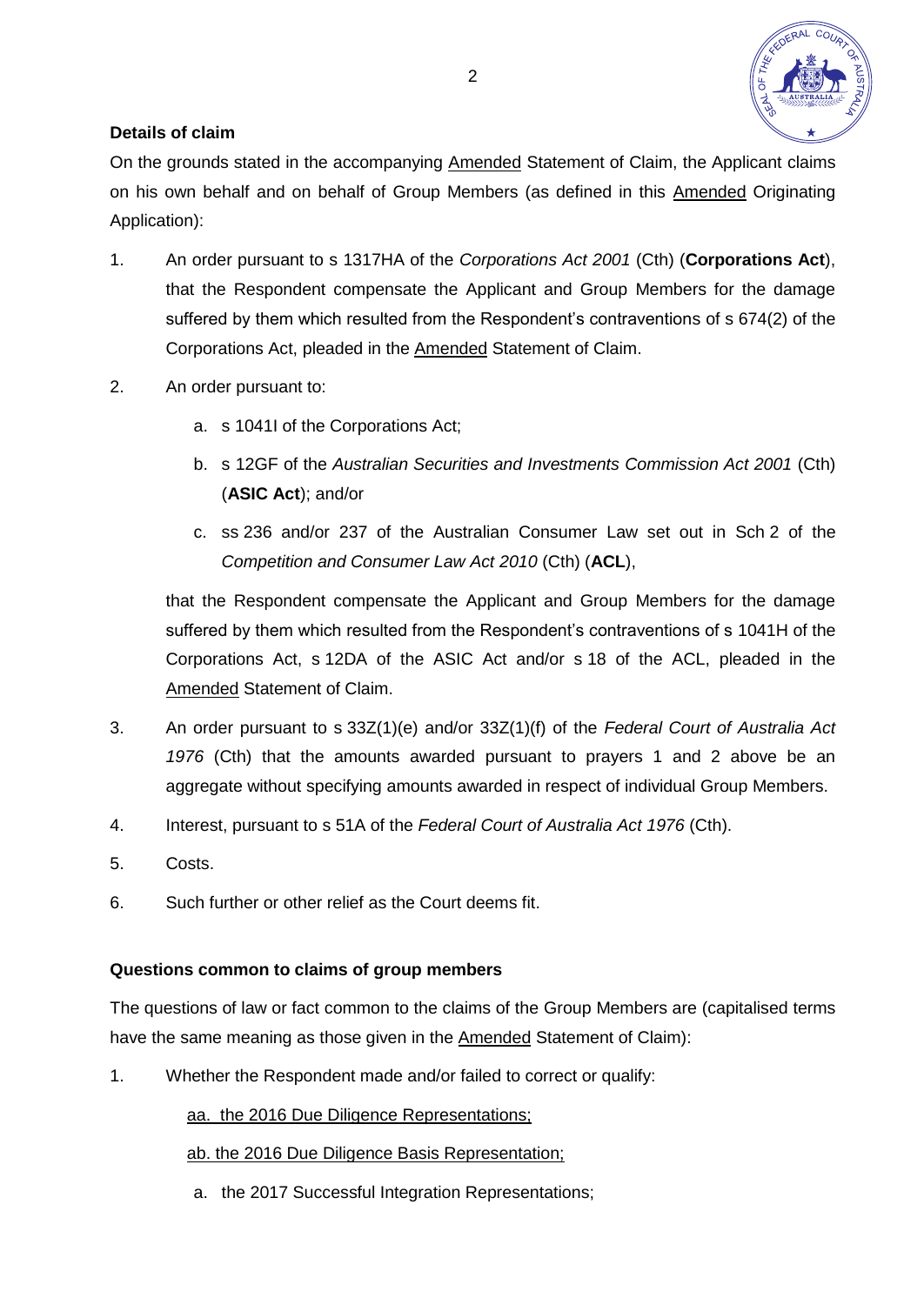**Details of claim**

On the grounds stated in the accompanying Amended Statement of Claim, the Applicant claims on his own behalf and on behalf of Group Members (as defined in this Amended Originating Application):

1. An order pursuant to s 1317HA of the *Corporations Act 2001* (Cth) (**Corporations Act**), that the Respondent compensate the Applicant and Group Members for the damage suffered by them which resulted from the Respondent's contraventions of s 674(2) of the Corporations Act, pleaded in the Amended Statement of Claim.

2. An order pursuant to:

   a. s 1041I of the Corporations Act;

   b. s 12GF of the *Australian Securities and Investments Commission Act 2001* (Cth) (**ASIC Act**); and/or

   c. ss 236 and/or 237 of the Australian Consumer Law set out in Sch 2 of the *Competition and Consumer Law Act 2010* (Cth) (**ACL**),

   that the Respondent compensate the Applicant and Group Members for the damage suffered by them which resulted from the Respondent's contraventions of s 1041H of the Corporations Act, s 12DA of the ASIC Act and/or s 18 of the ACL, pleaded in the Amended Statement of Claim.

3. An order pursuant to s 33Z(1)(e) and/or 33Z(1)(f) of the *Federal Court of Australia Act 1976* (Cth) that the amounts awarded pursuant to prayers 1 and 2 above be an aggregate without specifying amounts awarded in respect of individual Group Members.

4. Interest, pursuant to s 51A of the *Federal Court of Australia Act 1976* (Cth).

5. Costs.

6. Such further or other relief as the Court deems fit.

**Questions common to claims of group members**

The questions of law or fact common to the claims of the Group Members are (capitalised terms have the same meaning as those given in the Amended Statement of Claim):

1. Whether the Respondent made and/or failed to correct or qualify:

   aa. the 2016 Due Diligence Representations;

   ab. the 2016 Due Diligence Basis Representation;

   a. the 2017 Successful Integration Representations;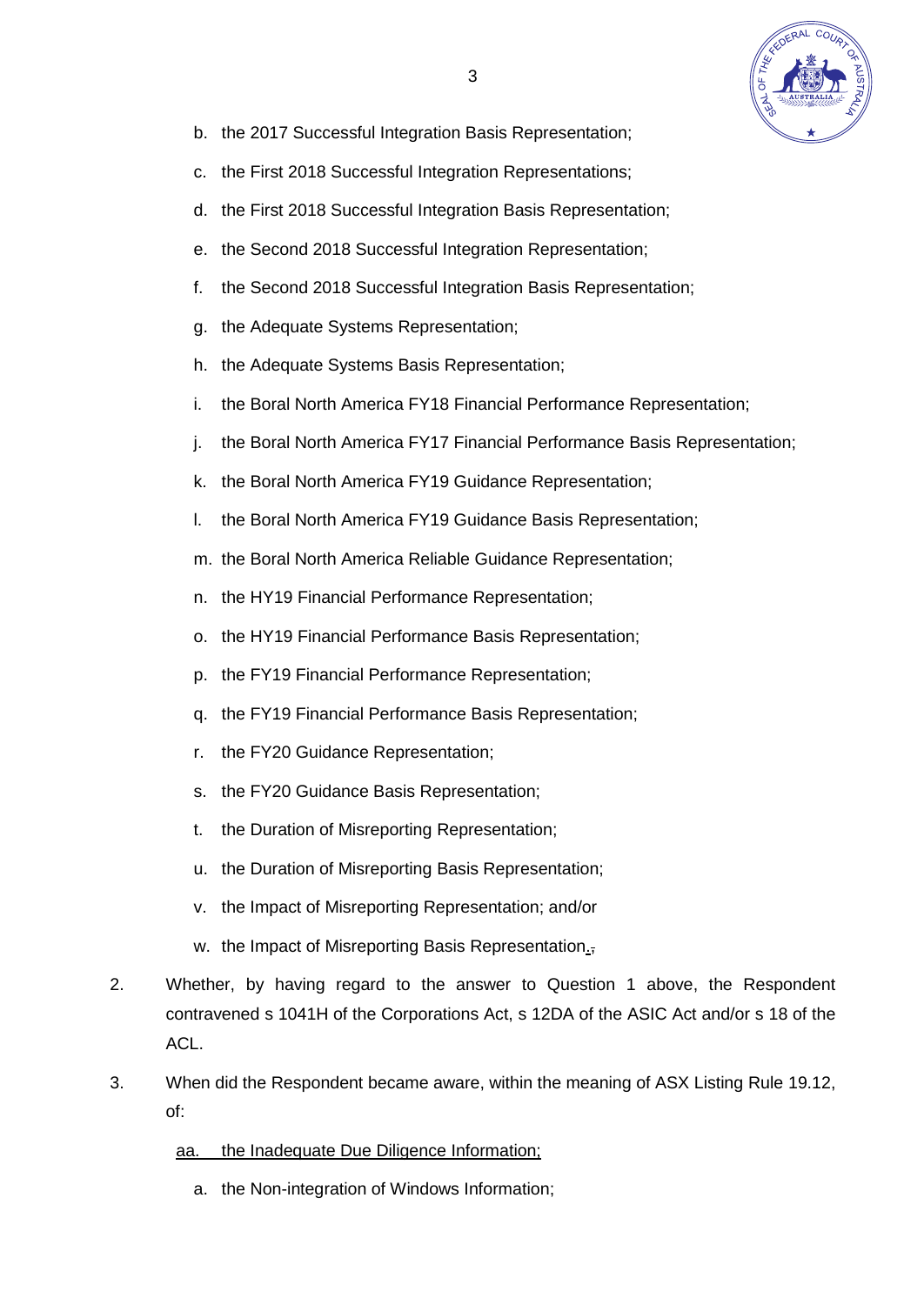b. the 2017 Successful Integration Basis Representation;

c. the First 2018 Successful Integration Representations;

d. the First 2018 Successful Integration Basis Representation;

e. the Second 2018 Successful Integration Representation;

f. the Second 2018 Successful Integration Basis Representation;

g. the Adequate Systems Representation;

h. the Adequate Systems Basis Representation;

i. the Boral North America FY18 Financial Performance Representation;

j. the Boral North America FY17 Financial Performance Basis Representation;

k. the Boral North America FY19 Guidance Representation;

l. the Boral North America FY19 Guidance Basis Representation;

m. the Boral North America Reliable Guidance Representation;

n. the HY19 Financial Performance Representation;

o. the HY19 Financial Performance Basis Representation;

p. the FY19 Financial Performance Representation;

q. the FY19 Financial Performance Basis Representation;

r. the FY20 Guidance Representation;

s. the FY20 Guidance Basis Representation;

t. the Duration of Misreporting Representation;

u. the Duration of Misreporting Basis Representation;

v. the Impact of Misreporting Representation; and/or

w. the Impact of Misreporting Basis Representation.;

2. Whether, by having regard to the answer to Question 1 above, the Respondent contravened s 1041H of the Corporations Act, s 12DA of the ASIC Act and/or s 18 of the ACL.

3. When did the Respondent became aware, within the meaning of ASX Listing Rule 19.12, of:

aa. the Inadequate Due Diligence Information;

a. the Non-integration of Windows Information;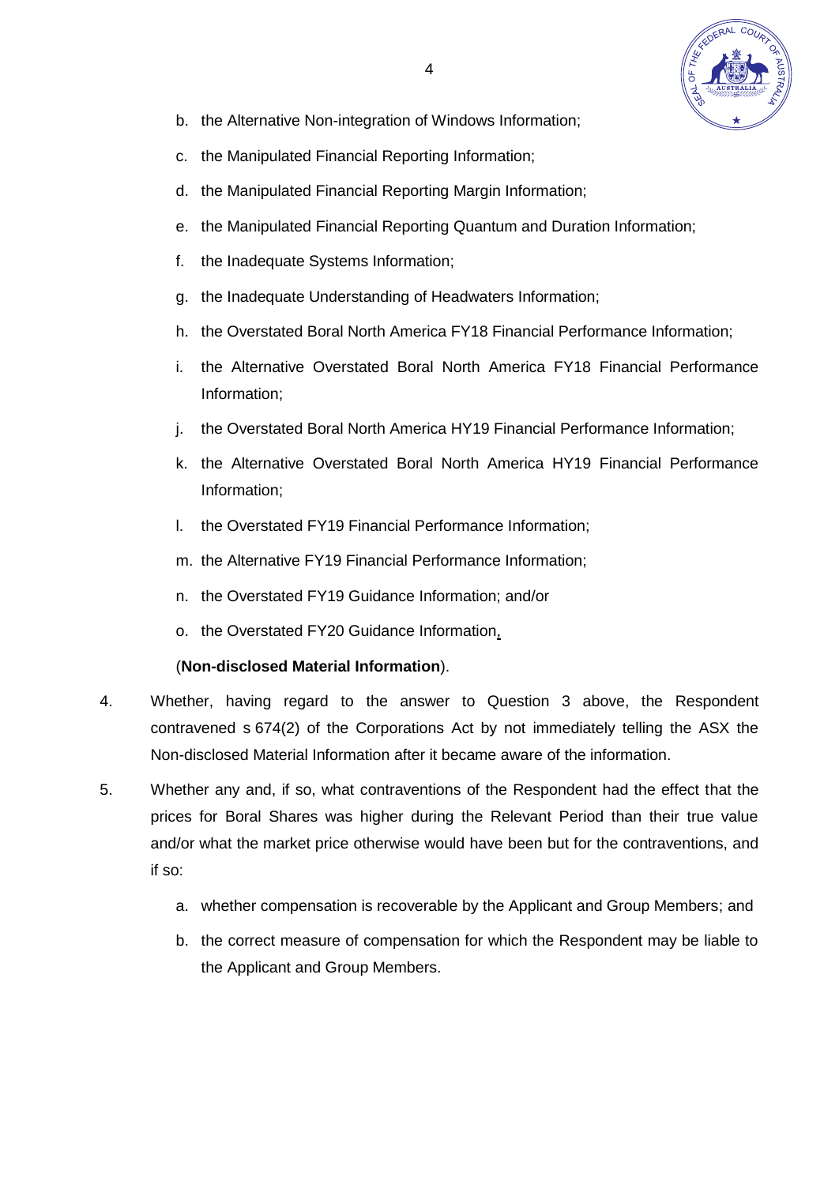b. the Alternative Non-integration of Windows Information;

c. the Manipulated Financial Reporting Information;

d. the Manipulated Financial Reporting Margin Information;

e. the Manipulated Financial Reporting Quantum and Duration Information;

f. the Inadequate Systems Information;

g. the Inadequate Understanding of Headwaters Information;

h. the Overstated Boral North America FY18 Financial Performance Information;

i. the Alternative Overstated Boral North America FY18 Financial Performance Information;

j. the Overstated Boral North America HY19 Financial Performance Information;

k. the Alternative Overstated Boral North America HY19 Financial Performance Information;

l. the Overstated FY19 Financial Performance Information;

m. the Alternative FY19 Financial Performance Information;

n. the Overstated FY19 Guidance Information; and/or

o. the Overstated FY20 Guidance Information,

(**Non-disclosed Material Information**).

4. Whether, having regard to the answer to Question 3 above, the Respondent contravened s 674(2) of the Corporations Act by not immediately telling the ASX the Non-disclosed Material Information after it became aware of the information.

5. Whether any and, if so, what contraventions of the Respondent had the effect that the prices for Boral Shares was higher during the Relevant Period than their true value and/or what the market price otherwise would have been but for the contraventions, and if so:

   a. whether compensation is recoverable by the Applicant and Group Members; and

   b. the correct measure of compensation for which the Respondent may be liable to the Applicant and Group Members.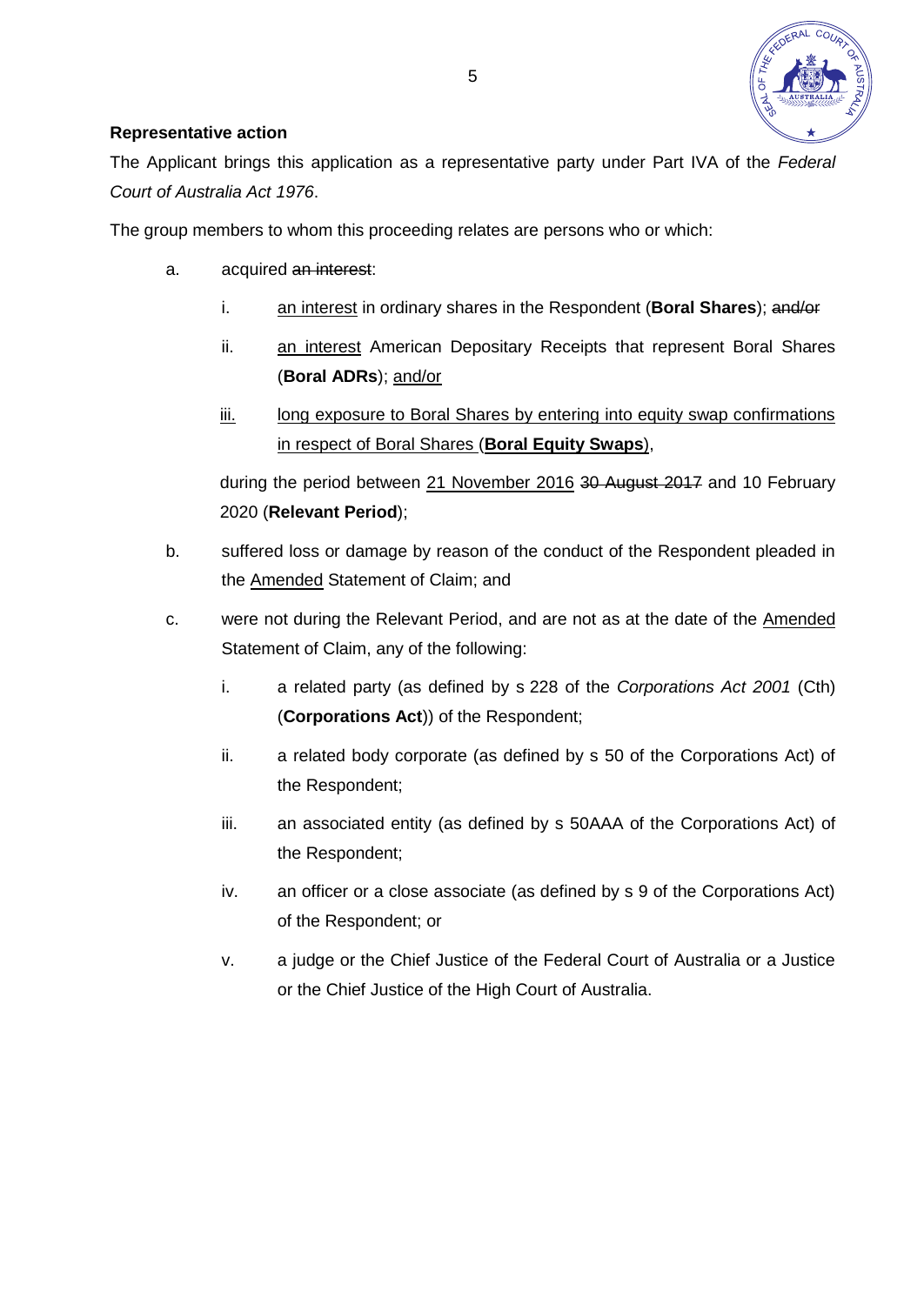**Representative action**

The Applicant brings this application as a representative party under Part IVA of the *Federal Court of Australia Act 1976*.

The group members to whom this proceeding relates are persons who or which:

a. acquired ~~an interest~~:

   i. <u>an interest</u> in ordinary shares in the Respondent (**Boral Shares**); ~~and/or~~

   ii. <u>an interest</u> American Depositary Receipts that represent Boral Shares (**Boral ADRs**); <u>and/or</u>

   <u>iii.</u> <u>long exposure to Boral Shares by entering into equity swap confirmations in respect of Boral Shares (**Boral Equity Swaps**)</u>,

   during the period between <u>21 November 2016</u> ~~30 August 2017~~ and 10 February 2020 (**Relevant Period**);

b. suffered loss or damage by reason of the conduct of the Respondent pleaded in the <u>Amended</u> Statement of Claim; and

c. were not during the Relevant Period, and are not as at the date of the <u>Amended</u> Statement of Claim, any of the following:

   i. a related party (as defined by s 228 of the *Corporations Act 2001* (Cth) (**Corporations Act**)) of the Respondent;

   ii. a related body corporate (as defined by s 50 of the Corporations Act) of the Respondent;

   iii. an associated entity (as defined by s 50AAA of the Corporations Act) of the Respondent;

   iv. an officer or a close associate (as defined by s 9 of the Corporations Act) of the Respondent; or

   v. a judge or the Chief Justice of the Federal Court of Australia or a Justice or the Chief Justice of the High Court of Australia.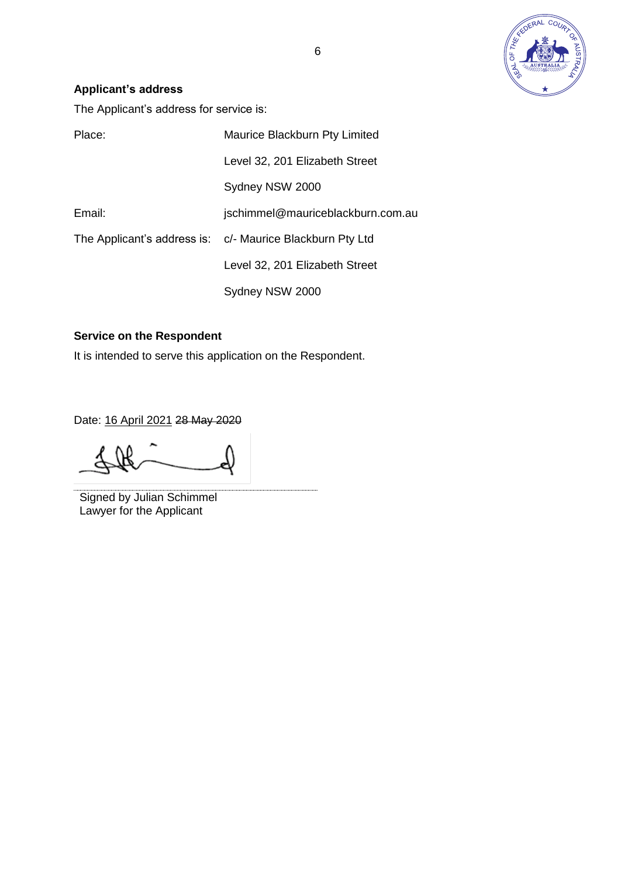**Applicant's address**

The Applicant's address for service is:

| | |
|---|---|
| Place: | Maurice Blackburn Pty Limited |
| | Level 32, 201 Elizabeth Street |
| | Sydney NSW 2000 |
| Email: | jschimmel@mauriceblackburn.com.au |
| The Applicant's address is: | c/- Maurice Blackburn Pty Ltd |
| | Level 32, 201 Elizabeth Street |
| | Sydney NSW 2000 |

**Service on the Respondent**

It is intended to serve this application on the Respondent.

Date: <u>16 April 2021</u> ~~28 May 2020~~

Signed by Julian Schimmel
Lawyer for the Applicant